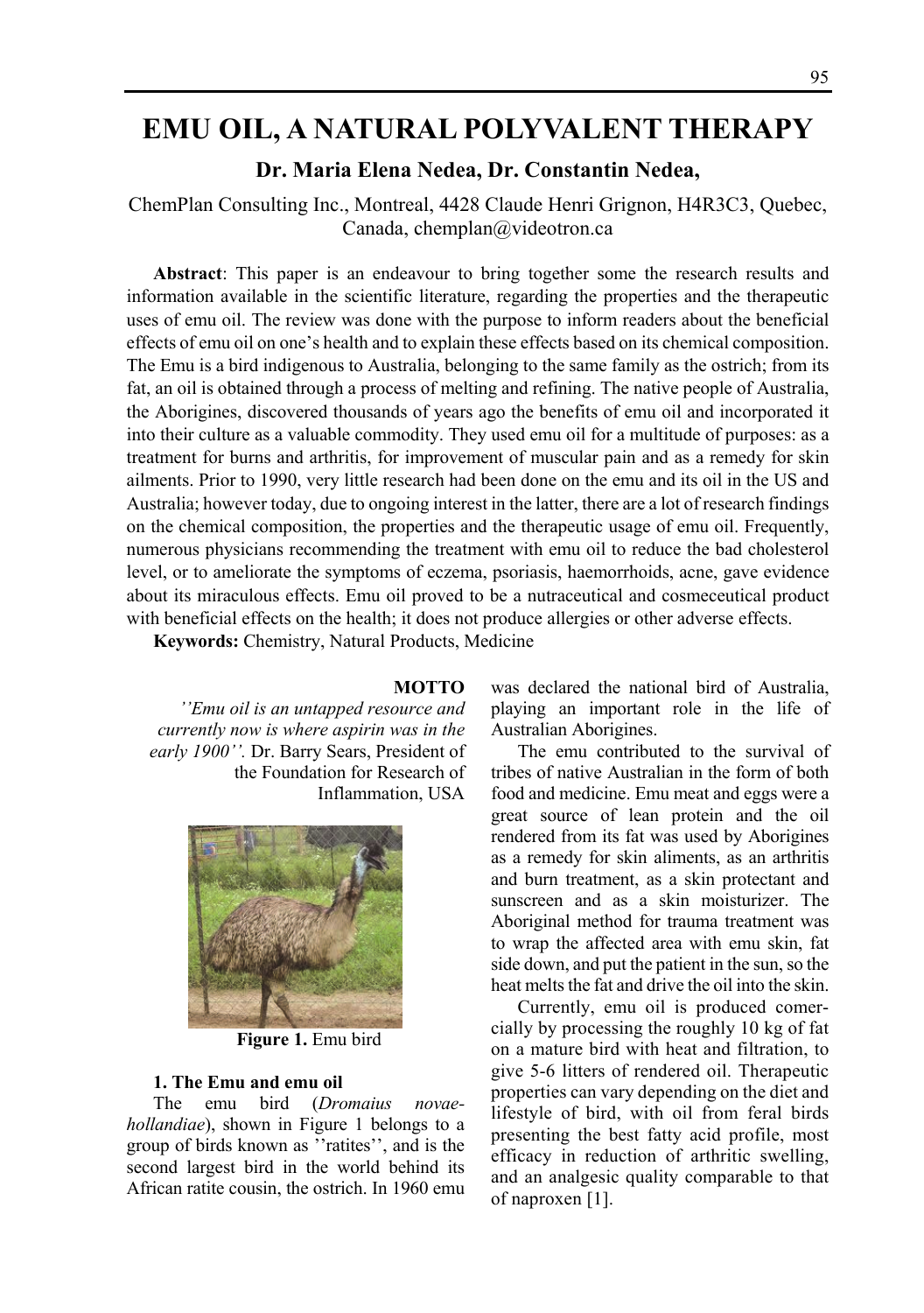# EMU OIL, A NATURAL POLYVALENT THERAPY

**Dr. Maria Elena Nedea, Dr. Constantin Nedea,**

ChemPlan Consulting Inc., Montreal, 4428 Claude Henri Grignon, H4R3C3, Quebec, Canada, chemplan@videotron.ca

**Abstract**: This paper is an endeavour to bring together some the research results and information available in the scientific literature, regarding the properties and the therapeutic uses of emu oil. The review was done with the purpose to inform readers about the beneficial effects of emu oil on one's health and to explain these effects based on its chemical composition. The Emu is a bird indigenous to Australia, belonging to the same family as the ostrich; from its fat, an oil is obtained through a process of melting and refining. The native people of Australia, the Aborigines, discovered thousands of years ago the benefits of emu oil and incorporated it into their culture as a valuable commodity. They used emu oil for a multitude of purposes: as a treatment for burns and arthritis, for improvement of muscular pain and as a remedy for skin ailments. Prior to 1990, very little research had been done on the emu and its oil in the US and Australia; however today, due to ongoing interest in the latter, there are a lot of research findings on the chemical composition, the properties and the therapeutic usage of emu oil. Frequently, numerous physicians recommending the treatment with emu oil to reduce the bad cholesterol level, or to ameliorate the symptoms of eczema, psoriasis, haemorrhoids, acne, gave evidence about its miraculous effects. Emu oil proved to be a nutraceutical and cosmeceutical product with beneficial effects on the health; it does not produce allergies or other adverse effects.

**Keywords:** Chemistry, Natural Products, Medicine

**MOTTO**

*''Emu oil is an untapped resource and currently now is where aspirin was in the early 1900''.* Dr. Barry Sears, President of the Foundation for Research of Inflammation, USA

**Figure 1.** Emu bird

## 1. The Emu and emu oil

The emu bird (*Dromaius novae-hollandiae*), shown in Figure 1 belongs to a group of birds known as ''ratites'', and is the second largest bird in the world behind its African ratite cousin, the ostrich. In 1960 emu was declared the national bird of Australia, playing an important role in the life of Australian Aborigines.

The emu contributed to the survival of tribes of native Australian in the form of both food and medicine. Emu meat and eggs were a great source of lean protein and the oil rendered from its fat was used by Aborigines as a remedy for skin aliments, as an arthritis and burn treatment, as a skin protectant and sunscreen and as a skin moisturizer. The Aboriginal method for trauma treatment was to wrap the affected area with emu skin, fat side down, and put the patient in the sun, so the heat melts the fat and drive the oil into the skin.

Currently, emu oil is produced comercially by processing the roughly 10 kg of fat on a mature bird with heat and filtration, to give 5-6 litters of rendered oil. Therapeutic properties can vary depending on the diet and lifestyle of bird, with oil from feral birds presenting the best fatty acid profile, most efficacy in reduction of arthritic swelling, and an analgesic quality comparable to that of naproxen [1].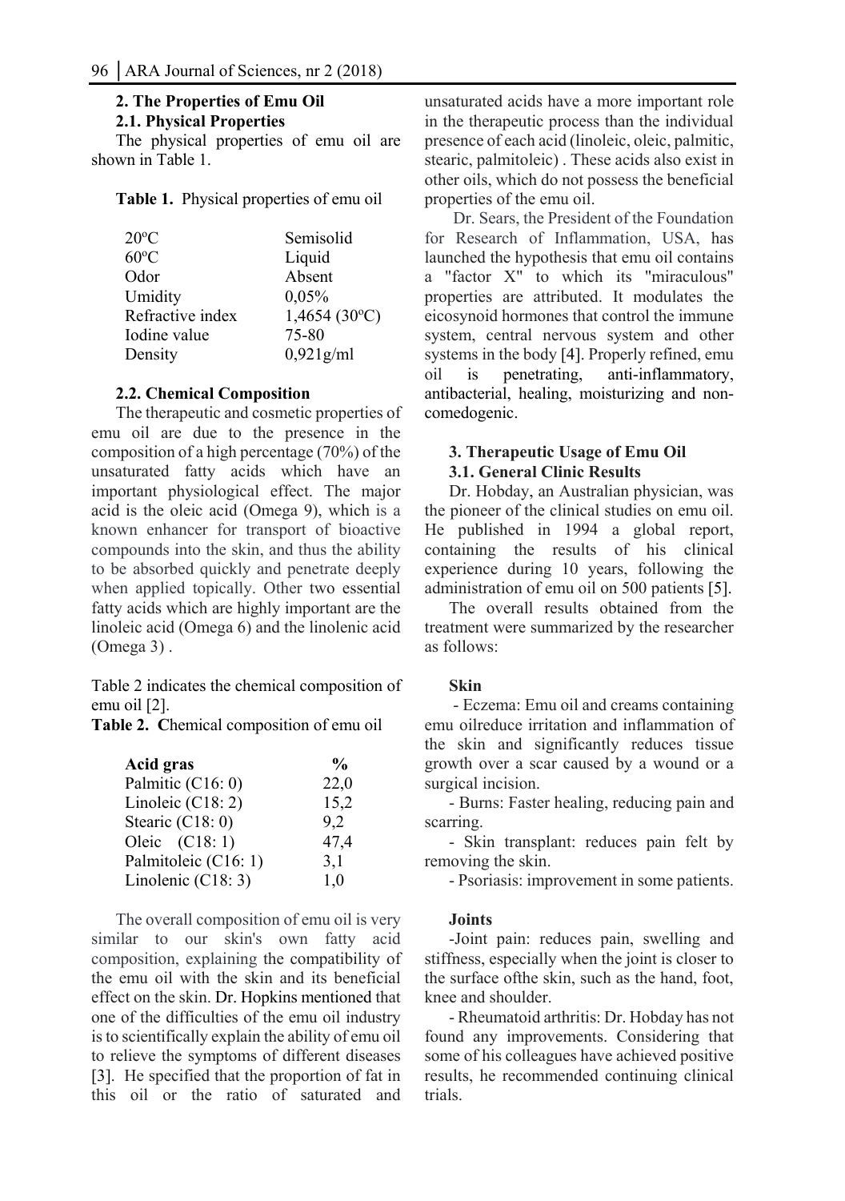## 2. The Properties of Emu Oil

### 2.1. Physical Properties

The physical properties of emu oil are shown in Table 1.

**Table 1.** Physical properties of emu oil

| | |
|---|---|
| 20ºC | Semisolid |
| 60ºC | Liquid |
| Odor | Absent |
| Umidity | 0,05% |
| Refractive index | 1,4654 (30ºC) |
| Iodine value | 75-80 |
| Density | 0,921g/ml |

### 2.2. Chemical Composition

The therapeutic and cosmetic properties of emu oil are due to the presence in the composition of a high percentage (70%) of the unsaturated fatty acids which have an important physiological effect. The major acid is the oleic acid (Omega 9), which is a known enhancer for transport of bioactive compounds into the skin, and thus the ability to be absorbed quickly and penetrate deeply when applied topically. Other two essential fatty acids which are highly important are the linoleic acid (Omega 6) and the linolenic acid (Omega 3) .

Table 2 indicates the chemical composition of emu oil [2].

**Table 2. C**hemical composition of emu oil

| **Acid gras** | **%** |
|---|---|
| Palmitic (C16: 0) | 22,0 |
| Linoleic (C18: 2) | 15,2 |
| Stearic (C18: 0) | 9,2 |
| Oleic (C18: 1) | 47,4 |
| Palmitoleic (C16: 1) | 3,1 |
| Linolenic (C18: 3) | 1,0 |

The overall composition of emu oil is very similar to our skin's own fatty acid composition, explaining the compatibility of the emu oil with the skin and its beneficial effect on the skin. Dr. Hopkins mentioned that one of the difficulties of the emu oil industry is to scientifically explain the ability of emu oil to relieve the symptoms of different diseases [3]. He specified that the proportion of fat in this oil or the ratio of saturated and unsaturated acids have a more important role in the therapeutic process than the individual presence of each acid (linoleic, oleic, palmitic, stearic, palmitoleic) . These acids also exist in other oils, which do not possess the beneficial properties of the emu oil.

Dr. Sears, the President of the Foundation for Research of Inflammation, USA, has launched the hypothesis that emu oil contains a "factor X" to which its "miraculous" properties are attributed. It modulates the eicosynoid hormones that control the immune system, central nervous system and other systems in the body [4]. Properly refined, emu oil is penetrating, anti-inflammatory, antibacterial, healing, moisturizing and non-comedogenic.

## 3. Therapeutic Usage of Emu Oil

### 3.1. General Clinic Results

Dr. Hobday, an Australian physician, was the pioneer of the clinical studies on emu oil. He published in 1994 a global report, containing the results of his clinical experience during 10 years, following the administration of emu oil on 500 patients [5].

The overall results obtained from the treatment were summarized by the researcher as follows:

**Skin**

- Eczema: Emu oil and creams containing emu oilreduce irritation and inflammation of the skin and significantly reduces tissue growth over a scar caused by a wound or a surgical incision.
- Burns: Faster healing, reducing pain and scarring.
- Skin transplant: reduces pain felt by removing the skin.
- Psoriasis: improvement in some patients.

**Joints**

- Joint pain: reduces pain, swelling and stiffness, especially when the joint is closer to the surface ofthe skin, such as the hand, foot, knee and shoulder.
- Rheumatoid arthritis: Dr. Hobday has not found any improvements. Considering that some of his colleagues have achieved positive results, he recommended continuing clinical trials.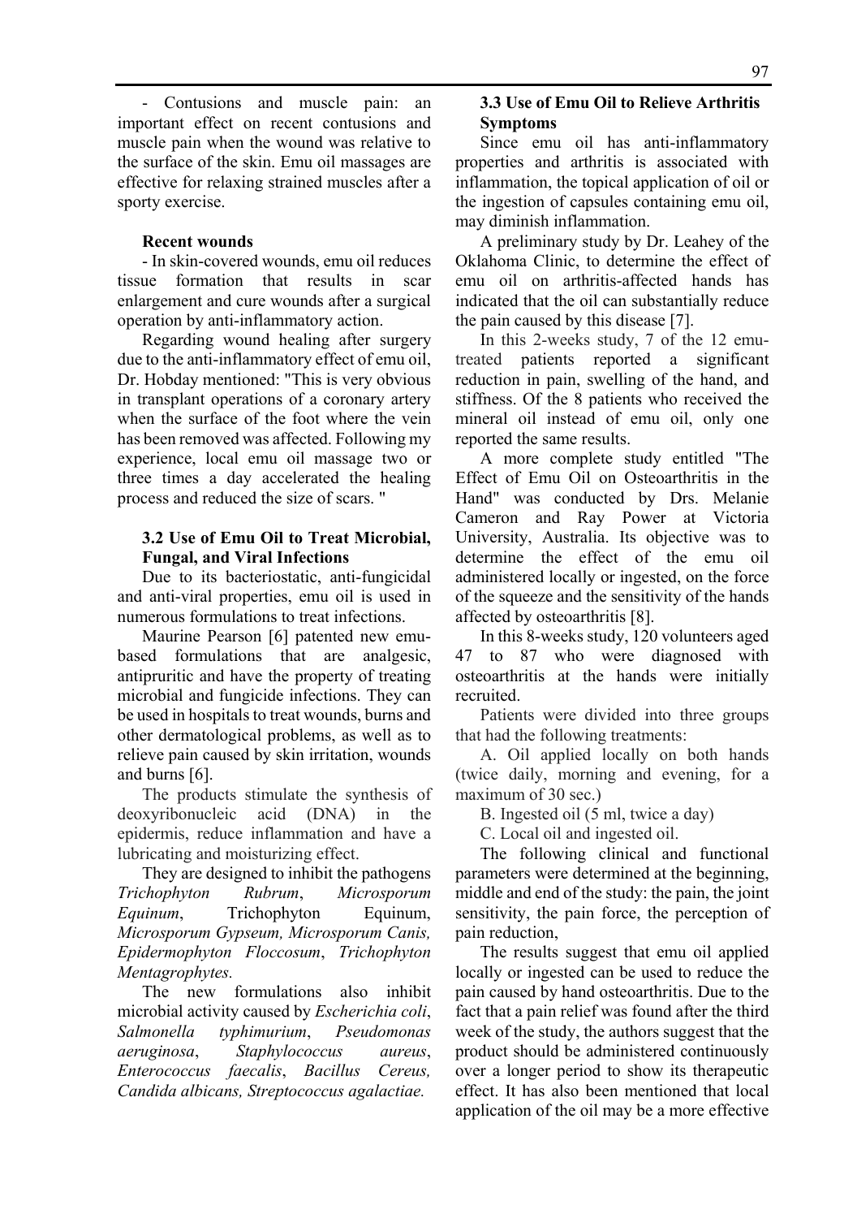- Contusions and muscle pain: an important effect on recent contusions and muscle pain when the wound was relative to the surface of the skin. Emu oil massages are effective for relaxing strained muscles after a sporty exercise.

**Recent wounds**

- In skin-covered wounds, emu oil reduces tissue formation that results in scar enlargement and cure wounds after a surgical operation by anti-inflammatory action.

Regarding wound healing after surgery due to the anti-inflammatory effect of emu oil, Dr. Hobday mentioned: "This is very obvious in transplant operations of a coronary artery when the surface of the foot where the vein has been removed was affected. Following my experience, local emu oil massage two or three times a day accelerated the healing process and reduced the size of scars. "

### 3.2 Use of Emu Oil to Treat Microbial, Fungal, and Viral Infections

Due to its bacteriostatic, anti-fungicidal and anti-viral properties, emu oil is used in numerous formulations to treat infections.

Maurine Pearson [6] patented new emu-based formulations that are analgesic, antipruritic and have the property of treating microbial and fungicide infections. They can be used in hospitals to treat wounds, burns and other dermatological problems, as well as to relieve pain caused by skin irritation, wounds and burns [6].

The products stimulate the synthesis of deoxyribonucleic acid (DNA) in the epidermis, reduce inflammation and have a lubricating and moisturizing effect.

They are designed to inhibit the pathogens *Trichophyton Rubrum*, *Microsporum Equinum*, Trichophyton Equinum, *Microsporum Gypseum, Microsporum Canis, Epidermophyton Floccosum*, *Trichophyton Mentagrophytes.*

The new formulations also inhibit microbial activity caused by *Escherichia coli*, *Salmonella typhimurium*, *Pseudomonas aeruginosa*, *Staphylococcus aureus*, *Enterococcus faecalis*, *Bacillus Cereus, Candida albicans, Streptococcus agalactiae.*

### 3.3 Use of Emu Oil to Relieve Arthritis Symptoms

Since emu oil has anti-inflammatory properties and arthritis is associated with inflammation, the topical application of oil or the ingestion of capsules containing emu oil, may diminish inflammation.

A preliminary study by Dr. Leahey of the Oklahoma Clinic, to determine the effect of emu oil on arthritis-affected hands has indicated that the oil can substantially reduce the pain caused by this disease [7].

In this 2-weeks study, 7 of the 12 emu-treated patients reported a significant reduction in pain, swelling of the hand, and stiffness. Of the 8 patients who received the mineral oil instead of emu oil, only one reported the same results.

A more complete study entitled "The Effect of Emu Oil on Osteoarthritis in the Hand" was conducted by Drs. Melanie Cameron and Ray Power at Victoria University, Australia. Its objective was to determine the effect of the emu oil administered locally or ingested, on the force of the squeeze and the sensitivity of the hands affected by osteoarthritis [8].

In this 8-weeks study, 120 volunteers aged 47 to 87 who were diagnosed with osteoarthritis at the hands were initially recruited.

Patients were divided into three groups that had the following treatments:

A. Oil applied locally on both hands (twice daily, morning and evening, for a maximum of 30 sec.)

B. Ingested oil (5 ml, twice a day)

C. Local oil and ingested oil.

The following clinical and functional parameters were determined at the beginning, middle and end of the study: the pain, the joint sensitivity, the pain force, the perception of pain reduction,

The results suggest that emu oil applied locally or ingested can be used to reduce the pain caused by hand osteoarthritis. Due to the fact that a pain relief was found after the third week of the study, the authors suggest that the product should be administered continuously over a longer period to show its therapeutic effect. It has also been mentioned that local application of the oil may be a more effective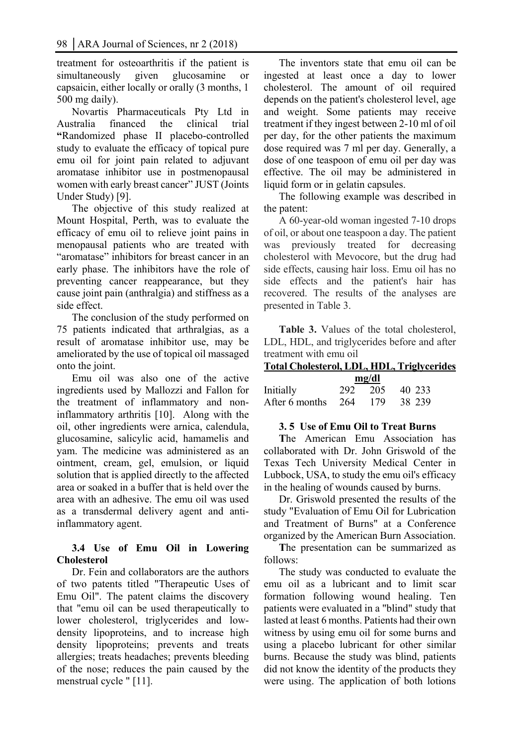treatment for osteoarthritis if the patient is simultaneously given glucosamine or capsaicin, either locally or orally (3 months, 1 500 mg daily).

Novartis Pharmaceuticals Pty Ltd in Australia financed the clinical trial **"**Randomized phase II placebo-controlled study to evaluate the efficacy of topical pure emu oil for joint pain related to adjuvant aromatase inhibitor use in postmenopausal women with early breast cancer" JUST (Joints Under Study) [9].

The objective of this study realized at Mount Hospital, Perth, was to evaluate the efficacy of emu oil to relieve joint pains in menopausal patients who are treated with "aromatase" inhibitors for breast cancer in an early phase. The inhibitors have the role of preventing cancer reappearance, but they cause joint pain (anthralgia) and stiffness as a side effect.

The conclusion of the study performed on 75 patients indicated that arthralgias, as a result of aromatase inhibitor use, may be ameliorated by the use of topical oil massaged onto the joint.

Emu oil was also one of the active ingredients used by Mallozzi and Fallon for the treatment of inflammatory and non-inflammatory arthritis [10]. Along with the oil, other ingredients were arnica, calendula, glucosamine, salicylic acid, hamamelis and yam. The medicine was administered as an ointment, cream, gel, emulsion, or liquid solution that is applied directly to the affected area or soaked in a buffer that is held over the area with an adhesive. The emu oil was used as a transdermal delivery agent and anti-inflammatory agent.

### 3.4 Use of Emu Oil in Lowering Cholesterol

Dr. Fein and collaborators are the authors of two patents titled "Therapeutic Uses of Emu Oil". The patent claims the discovery that "emu oil can be used therapeutically to lower cholesterol, triglycerides and low-density lipoproteins, and to increase high density lipoproteins; prevents and treats allergies; treats headaches; prevents bleeding of the nose; reduces the pain caused by the menstrual cycle " [11].

The inventors state that emu oil can be ingested at least once a day to lower cholesterol. The amount of oil required depends on the patient's cholesterol level, age and weight. Some patients may receive treatment if they ingest between 2-10 ml of oil per day, for the other patients the maximum dose required was 7 ml per day. Generally, a dose of one teaspoon of emu oil per day was effective. The oil may be administered in liquid form or in gelatin capsules.

The following example was described in the patent:

A 60-year-old woman ingested 7-10 drops of oil, or about one teaspoon a day. The patient was previously treated for decreasing cholesterol with Mevocore, but the drug had side effects, causing hair loss. Emu oil has no side effects and the patient's hair has recovered. The results of the analyses are presented in Table 3.

**Table 3.** Values of the total cholesterol, LDL, HDL, and triglycerides before and after treatment with emu oil

| | Total Cholesterol (mg/dl) | LDL (mg/dl) | HDL (mg/dl) | Triglycerides (mg/dl) |
|---|---|---|---|---|
| Initially | 292 | 205 | 40 | 233 |
| After 6 months | 264 | 179 | 38 | 239 |

### 3. 5 Use of Emu Oil to Treat Burns

**T**he American Emu Association has collaborated with Dr. John Griswold of the Texas Tech University Medical Center in Lubbock, USA, to study the emu oil's efficacy in the healing of wounds caused by burns.

Dr. Griswold presented the results of the study "Evaluation of Emu Oil for Lubrication and Treatment of Burns" at a Conference organized by the American Burn Association.

**T**he presentation can be summarized as follows:

The study was conducted to evaluate the emu oil as a lubricant and to limit scar formation following wound healing. Ten patients were evaluated in a "blind" study that lasted at least 6 months. Patients had their own witness by using emu oil for some burns and using a placebo lubricant for other similar burns. Because the study was blind, patients did not know the identity of the products they were using. The application of both lotions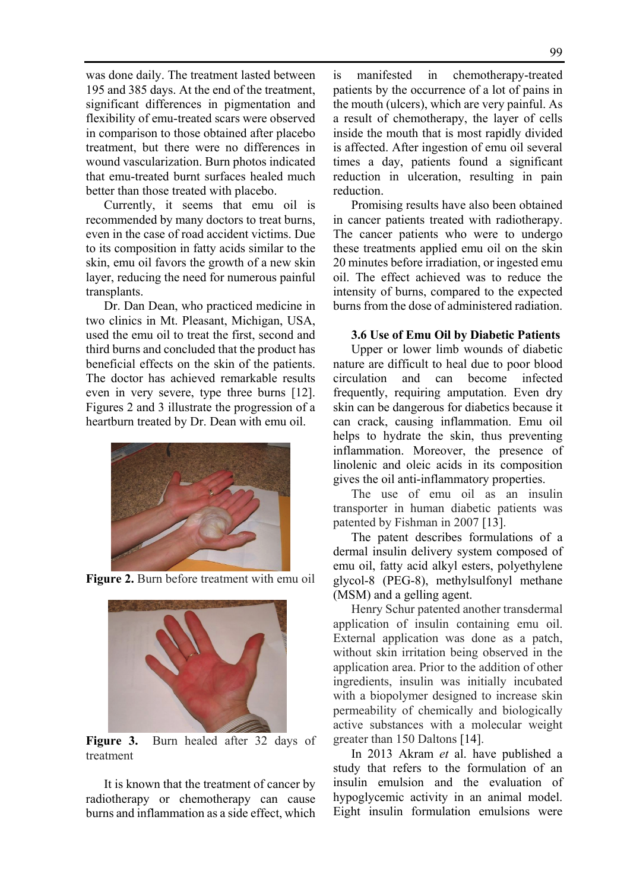was done daily. The treatment lasted between 195 and 385 days. At the end of the treatment, significant differences in pigmentation and flexibility of emu-treated scars were observed in comparison to those obtained after placebo treatment, but there were no differences in wound vascularization. Burn photos indicated that emu-treated burnt surfaces healed much better than those treated with placebo.

Currently, it seems that emu oil is recommended by many doctors to treat burns, even in the case of road accident victims. Due to its composition in fatty acids similar to the skin, emu oil favors the growth of a new skin layer, reducing the need for numerous painful transplants.

Dr. Dan Dean, who practiced medicine in two clinics in Mt. Pleasant, Michigan, USA, used the emu oil to treat the first, second and third burns and concluded that the product has beneficial effects on the skin of the patients. The doctor has achieved remarkable results even in very severe, type three burns [12]. Figures 2 and 3 illustrate the progression of a heartburn treated by Dr. Dean with emu oil.

**Figure 2.** Burn before treatment with emu oil

**Figure 3.** Burn healed after 32 days of treatment

It is known that the treatment of cancer by radiotherapy or chemotherapy can cause burns and inflammation as a side effect, which is manifested in chemotherapy-treated patients by the occurrence of a lot of pains in the mouth (ulcers), which are very painful. As a result of chemotherapy, the layer of cells inside the mouth that is most rapidly divided is affected. After ingestion of emu oil several times a day, patients found a significant reduction in ulceration, resulting in pain reduction.

Promising results have also been obtained in cancer patients treated with radiotherapy. The cancer patients who were to undergo these treatments applied emu oil on the skin 20 minutes before irradiation, or ingested emu oil. The effect achieved was to reduce the intensity of burns, compared to the expected burns from the dose of administered radiation.

### 3.6 Use of Emu Oil by Diabetic Patients

Upper or lower limb wounds of diabetic nature are difficult to heal due to poor blood circulation and can become infected frequently, requiring amputation. Even dry skin can be dangerous for diabetics because it can crack, causing inflammation. Emu oil helps to hydrate the skin, thus preventing inflammation. Moreover, the presence of linolenic and oleic acids in its composition gives the oil anti-inflammatory properties.

The use of emu oil as an insulin transporter in human diabetic patients was patented by Fishman in 2007 [13].

The patent describes formulations of a dermal insulin delivery system composed of emu oil, fatty acid alkyl esters, polyethylene glycol-8 (PEG-8), methylsulfonyl methane (MSM) and a gelling agent.

Henry Schur patented another transdermal application of insulin containing emu oil. External application was done as a patch, without skin irritation being observed in the application area. Prior to the addition of other ingredients, insulin was initially incubated with a biopolymer designed to increase skin permeability of chemically and biologically active substances with a molecular weight greater than 150 Daltons [14].

In 2013 Akram *et* al. have published a study that refers to the formulation of an insulin emulsion and the evaluation of hypoglycemic activity in an animal model. Eight insulin formulation emulsions were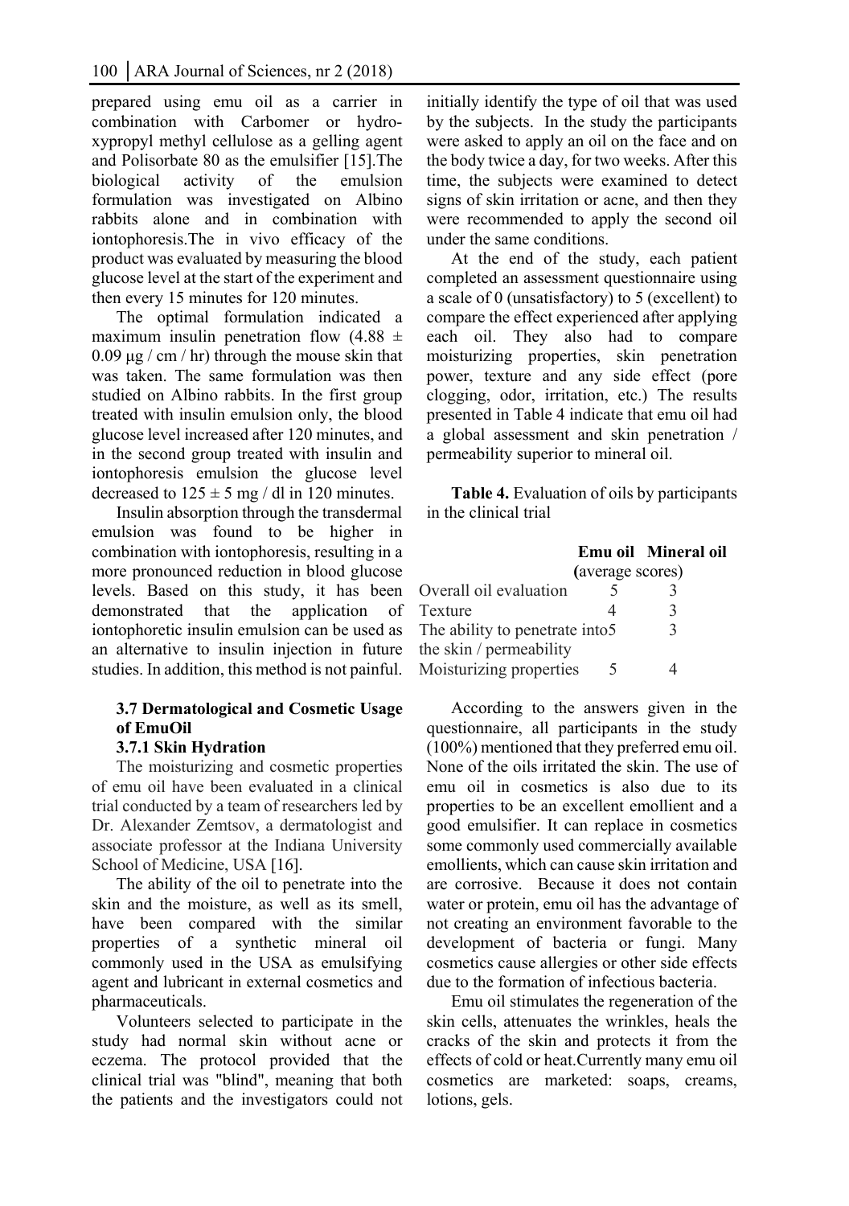prepared using emu oil as a carrier in combination with Carbomer or hydroxypropyl methyl cellulose as a gelling agent and Polisorbate 80 as the emulsifier [15].The biological activity of the emulsion formulation was investigated on Albino rabbits alone and in combination with iontophoresis.The in vivo efficacy of the product was evaluated by measuring the blood glucose level at the start of the experiment and then every 15 minutes for 120 minutes.

The optimal formulation indicated a maximum insulin penetration flow ($4.88 \pm 0.09$ µg / cm / hr) through the mouse skin that was taken. The same formulation was then studied on Albino rabbits. In the first group treated with insulin emulsion only, the blood glucose level increased after 120 minutes, and in the second group treated with insulin and iontophoresis emulsion the glucose level decreased to $125 \pm 5$ mg / dl in 120 minutes.

Insulin absorption through the transdermal emulsion was found to be higher in combination with iontophoresis, resulting in a more pronounced reduction in blood glucose levels. Based on this study, it has been demonstrated that the application of iontophoretic insulin emulsion can be used as an alternative to insulin injection in future studies. In addition, this method is not painful.

### 3.7 Dermatological and Cosmetic Usage of EmuOil

#### 3.7.1 Skin Hydration

The moisturizing and cosmetic properties of emu oil have been evaluated in a clinical trial conducted by a team of researchers led by Dr. Alexander Zemtsov, a dermatologist and associate professor at the Indiana University School of Medicine, USA [16].

The ability of the oil to penetrate into the skin and the moisture, as well as its smell, have been compared with the similar properties of a synthetic mineral oil commonly used in the USA as emulsifying agent and lubricant in external cosmetics and pharmaceuticals.

Volunteers selected to participate in the study had normal skin without acne or eczema. The protocol provided that the clinical trial was "blind", meaning that both the patients and the investigators could not initially identify the type of oil that was used by the subjects. In the study the participants were asked to apply an oil on the face and on the body twice a day, for two weeks. After this time, the subjects were examined to detect signs of skin irritation or acne, and then they were recommended to apply the second oil under the same conditions.

At the end of the study, each patient completed an assessment questionnaire using a scale of 0 (unsatisfactory) to 5 (excellent) to compare the effect experienced after applying each oil. They also had to compare moisturizing properties, skin penetration power, texture and any side effect (pore clogging, odor, irritation, etc.) The results presented in Table 4 indicate that emu oil had a global assessment and skin penetration / permeability superior to mineral oil.

**Table 4.** Evaluation of oils by participants in the clinical trial

| | **Emu oil** | **Mineral oil** |
|---|---|---|
| | (average scores) | |
| Overall oil evaluation | 5 | 3 |
| Texture | 4 | 3 |
| The ability to penetrate into the skin / permeability | 5 | 3 |
| Moisturizing properties | 5 | 4 |

According to the answers given in the questionnaire, all participants in the study (100%) mentioned that they preferred emu oil. None of the oils irritated the skin. The use of emu oil in cosmetics is also due to its properties to be an excellent emollient and a good emulsifier. It can replace in cosmetics some commonly used commercially available emollients, which can cause skin irritation and are corrosive. Because it does not contain water or protein, emu oil has the advantage of not creating an environment favorable to the development of bacteria or fungi. Many cosmetics cause allergies or other side effects due to the formation of infectious bacteria.

Emu oil stimulates the regeneration of the skin cells, attenuates the wrinkles, heals the cracks of the skin and protects it from the effects of cold or heat.Currently many emu oil cosmetics are marketed: soaps, creams, lotions, gels.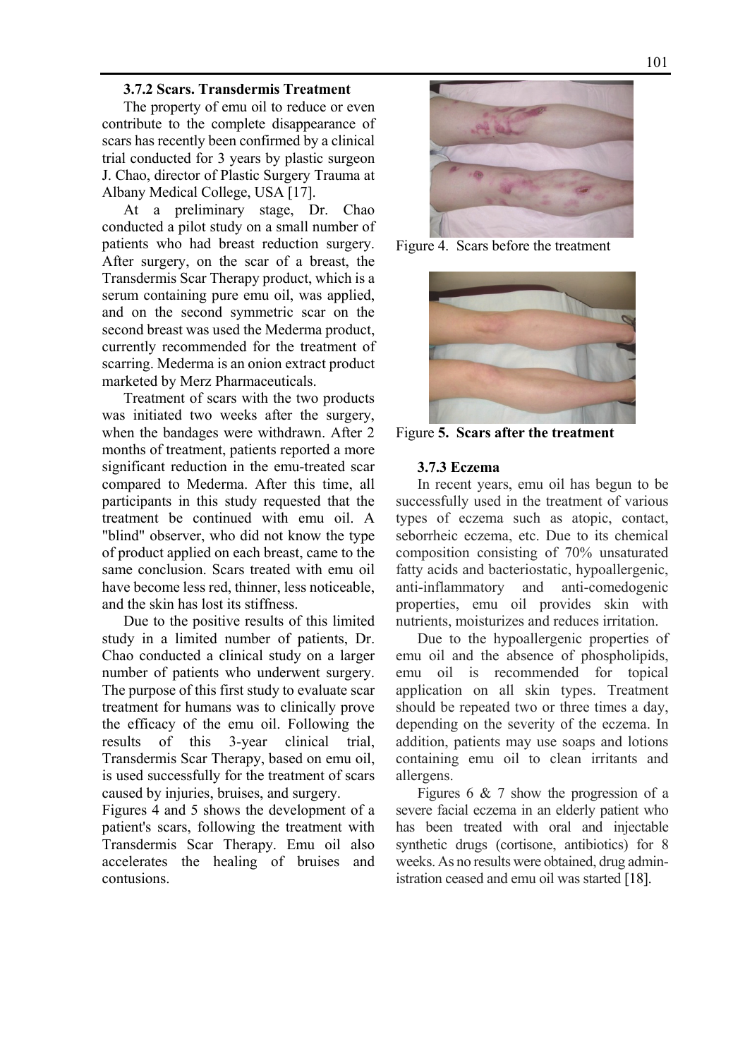### 3.7.2 Scars. Transdermis Treatment

The property of emu oil to reduce or even contribute to the complete disappearance of scars has recently been confirmed by a clinical trial conducted for 3 years by plastic surgeon J. Chao, director of Plastic Surgery Trauma at Albany Medical College, USA [17].

At a preliminary stage, Dr. Chao conducted a pilot study on a small number of patients who had breast reduction surgery. After surgery, on the scar of a breast, the Transdermis Scar Therapy product, which is a serum containing pure emu oil, was applied, and on the second symmetric scar on the second breast was used the Mederma product, currently recommended for the treatment of scarring. Mederma is an onion extract product marketed by Merz Pharmaceuticals.

Treatment of scars with the two products was initiated two weeks after the surgery, when the bandages were withdrawn. After 2 months of treatment, patients reported a more significant reduction in the emu-treated scar compared to Mederma. After this time, all participants in this study requested that the treatment be continued with emu oil. A "blind" observer, who did not know the type of product applied on each breast, came to the same conclusion. Scars treated with emu oil have become less red, thinner, less noticeable, and the skin has lost its stiffness.

Due to the positive results of this limited study in a limited number of patients, Dr. Chao conducted a clinical study on a larger number of patients who underwent surgery. The purpose of this first study to evaluate scar treatment for humans was to clinically prove the efficacy of the emu oil. Following the results of this 3-year clinical trial, Transdermis Scar Therapy, based on emu oil, is used successfully for the treatment of scars caused by injuries, bruises, and surgery.

Figures 4 and 5 shows the development of a patient's scars, following the treatment with Transdermis Scar Therapy. Emu oil also accelerates the healing of bruises and contusions.

Figure 4. Scars before the treatment

Figure **5. Scars after the treatment**

### 3.7.3 Eczema

In recent years, emu oil has begun to be successfully used in the treatment of various types of eczema such as atopic, contact, seborrheic eczema, etc. Due to its chemical composition consisting of 70% unsaturated fatty acids and bacteriostatic, hypoallergenic, anti-inflammatory and anti-comedogenic properties, emu oil provides skin with nutrients, moisturizes and reduces irritation.

Due to the hypoallergenic properties of emu oil and the absence of phospholipids, emu oil is recommended for topical application on all skin types. Treatment should be repeated two or three times a day, depending on the severity of the eczema. In addition, patients may use soaps and lotions containing emu oil to clean irritants and allergens.

Figures 6 & 7 show the progression of a severe facial eczema in an elderly patient who has been treated with oral and injectable synthetic drugs (cortisone, antibiotics) for 8 weeks. As no results were obtained, drug administration ceased and emu oil was started [18].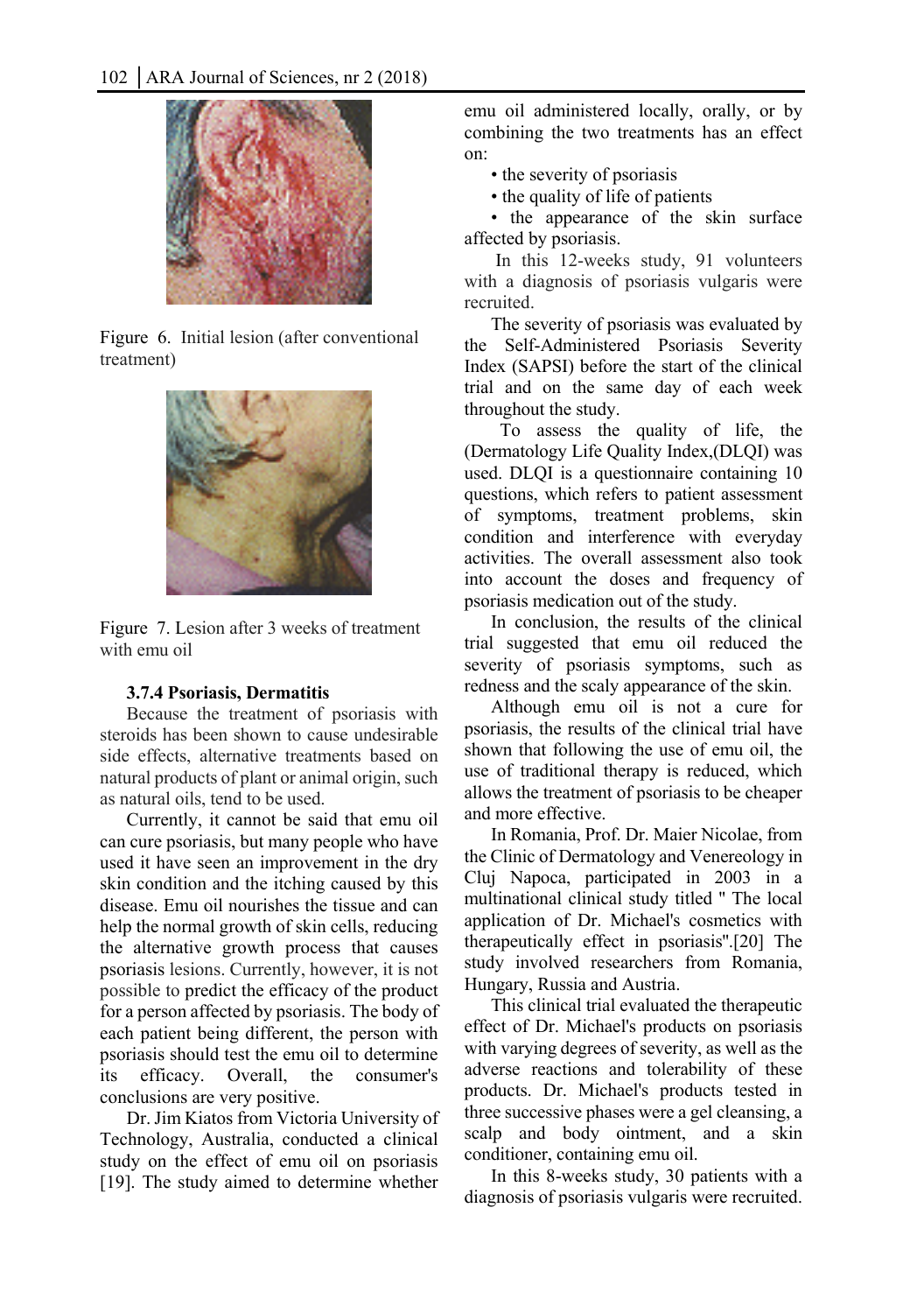Figure 6. Initial lesion (after conventional treatment)

Figure 7. Lesion after 3 weeks of treatment with emu oil

#### 3.7.4 Psoriasis, Dermatitis

Because the treatment of psoriasis with steroids has been shown to cause undesirable side effects, alternative treatments based on natural products of plant or animal origin, such as natural oils, tend to be used.

Currently, it cannot be said that emu oil can cure psoriasis, but many people who have used it have seen an improvement in the dry skin condition and the itching caused by this disease. Emu oil nourishes the tissue and can help the normal growth of skin cells, reducing the alternative growth process that causes psoriasis lesions. Currently, however, it is not possible to predict the efficacy of the product for a person affected by psoriasis. The body of each patient being different, the person with psoriasis should test the emu oil to determine its efficacy. Overall, the consumer's conclusions are very positive.

Dr. Jim Kiatos from Victoria University of Technology, Australia, conducted a clinical study on the effect of emu oil on psoriasis [19]. The study aimed to determine whether emu oil administered locally, orally, or by combining the two treatments has an effect on:

- the severity of psoriasis
- the quality of life of patients
- the appearance of the skin surface affected by psoriasis.

In this 12-weeks study, 91 volunteers with a diagnosis of psoriasis vulgaris were recruited.

The severity of psoriasis was evaluated by the Self-Administered Psoriasis Severity Index (SAPSI) before the start of the clinical trial and on the same day of each week throughout the study.

To assess the quality of life, the (Dermatology Life Quality Index,(DLQI) was used. DLQI is a questionnaire containing 10 questions, which refers to patient assessment of symptoms, treatment problems, skin condition and interference with everyday activities. The overall assessment also took into account the doses and frequency of psoriasis medication out of the study.

In conclusion, the results of the clinical trial suggested that emu oil reduced the severity of psoriasis symptoms, such as redness and the scaly appearance of the skin.

Although emu oil is not a cure for psoriasis, the results of the clinical trial have shown that following the use of emu oil, the use of traditional therapy is reduced, which allows the treatment of psoriasis to be cheaper and more effective.

In Romania, Prof. Dr. Maier Nicolae, from the Clinic of Dermatology and Venereology in Cluj Napoca, participated in 2003 in a multinational clinical study titled " The local application of Dr. Michael's cosmetics with therapeutically effect in psoriasis".[20] The study involved researchers from Romania, Hungary, Russia and Austria.

This clinical trial evaluated the therapeutic effect of Dr. Michael's products on psoriasis with varying degrees of severity, as well as the adverse reactions and tolerability of these products. Dr. Michael's products tested in three successive phases were a gel cleansing, a scalp and body ointment, and a skin conditioner, containing emu oil.

In this 8-weeks study, 30 patients with a diagnosis of psoriasis vulgaris were recruited.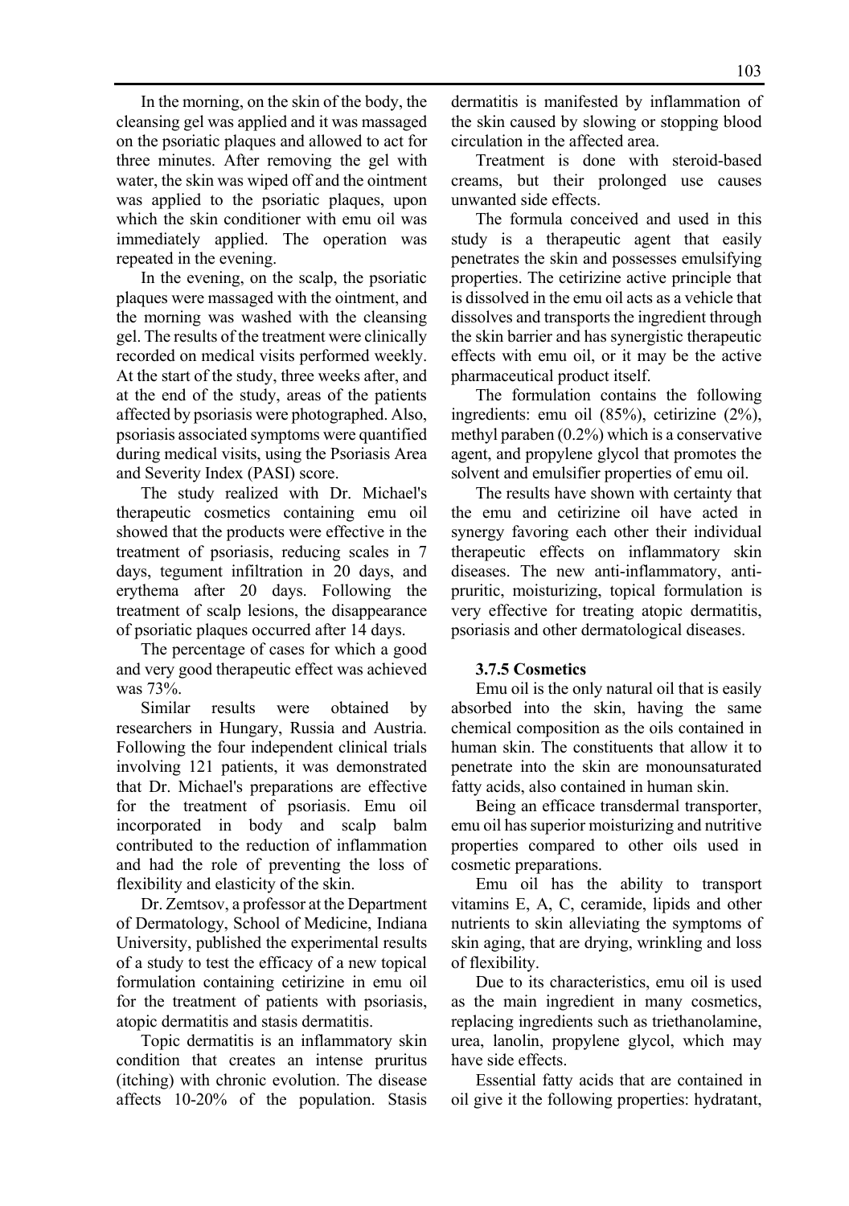In the morning, on the skin of the body, the cleansing gel was applied and it was massaged on the psoriatic plaques and allowed to act for three minutes. After removing the gel with water, the skin was wiped off and the ointment was applied to the psoriatic plaques, upon which the skin conditioner with emu oil was immediately applied. The operation was repeated in the evening.

In the evening, on the scalp, the psoriatic plaques were massaged with the ointment, and the morning was washed with the cleansing gel. The results of the treatment were clinically recorded on medical visits performed weekly. At the start of the study, three weeks after, and at the end of the study, areas of the patients affected by psoriasis were photographed. Also, psoriasis associated symptoms were quantified during medical visits, using the Psoriasis Area and Severity Index (PASI) score.

The study realized with Dr. Michael's therapeutic cosmetics containing emu oil showed that the products were effective in the treatment of psoriasis, reducing scales in 7 days, tegument infiltration in 20 days, and erythema after 20 days. Following the treatment of scalp lesions, the disappearance of psoriatic plaques occurred after 14 days.

The percentage of cases for which a good and very good therapeutic effect was achieved was 73%.

Similar results were obtained by researchers in Hungary, Russia and Austria. Following the four independent clinical trials involving 121 patients, it was demonstrated that Dr. Michael's preparations are effective for the treatment of psoriasis. Emu oil incorporated in body and scalp balm contributed to the reduction of inflammation and had the role of preventing the loss of flexibility and elasticity of the skin.

Dr. Zemtsov, a professor at the Department of Dermatology, School of Medicine, Indiana University, published the experimental results of a study to test the efficacy of a new topical formulation containing cetirizine in emu oil for the treatment of patients with psoriasis, atopic dermatitis and stasis dermatitis.

Topic dermatitis is an inflammatory skin condition that creates an intense pruritus (itching) with chronic evolution. The disease affects 10-20% of the population. Stasis dermatitis is manifested by inflammation of the skin caused by slowing or stopping blood circulation in the affected area.

Treatment is done with steroid-based creams, but their prolonged use causes unwanted side effects.

The formula conceived and used in this study is a therapeutic agent that easily penetrates the skin and possesses emulsifying properties. The cetirizine active principle that is dissolved in the emu oil acts as a vehicle that dissolves and transports the ingredient through the skin barrier and has synergistic therapeutic effects with emu oil, or it may be the active pharmaceutical product itself.

The formulation contains the following ingredients: emu oil (85%), cetirizine (2%), methyl paraben (0.2%) which is a conservative agent, and propylene glycol that promotes the solvent and emulsifier properties of emu oil.

The results have shown with certainty that the emu and cetirizine oil have acted in synergy favoring each other their individual therapeutic effects on inflammatory skin diseases. The new anti-inflammatory, anti-pruritic, moisturizing, topical formulation is very effective for treating atopic dermatitis, psoriasis and other dermatological diseases.

### 3.7.5 Cosmetics

Emu oil is the only natural oil that is easily absorbed into the skin, having the same chemical composition as the oils contained in human skin. The constituents that allow it to penetrate into the skin are monounsaturated fatty acids, also contained in human skin.

Being an efficace transdermal transporter, emu oil has superior moisturizing and nutritive properties compared to other oils used in cosmetic preparations.

Emu oil has the ability to transport vitamins E, A, C, ceramide, lipids and other nutrients to skin alleviating the symptoms of skin aging, that are drying, wrinkling and loss of flexibility.

Due to its characteristics, emu oil is used as the main ingredient in many cosmetics, replacing ingredients such as triethanolamine, urea, lanolin, propylene glycol, which may have side effects.

Essential fatty acids that are contained in oil give it the following properties: hydratant,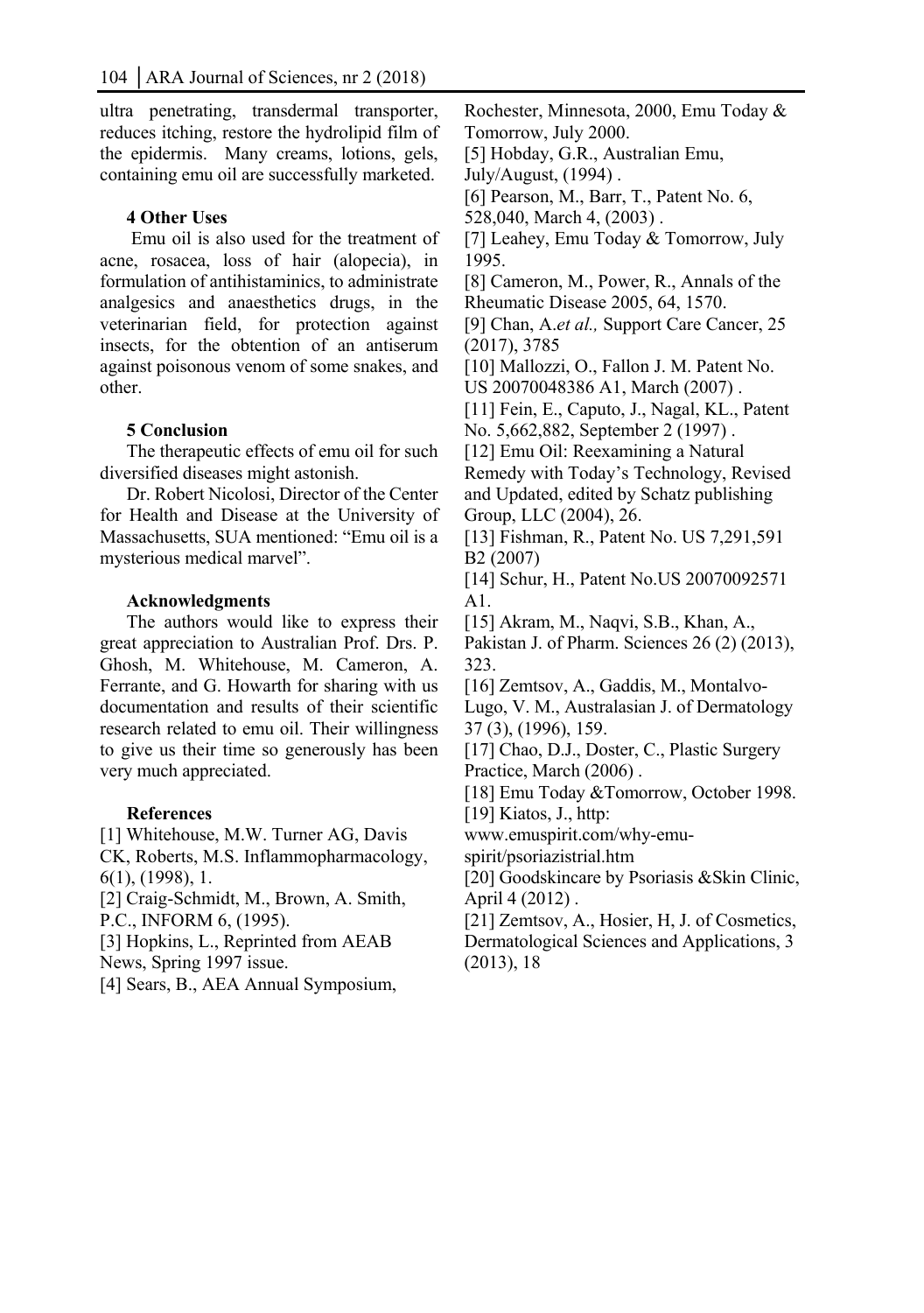ultra penetrating, transdermal transporter, reduces itching, restore the hydrolipid film of the epidermis. Many creams, lotions, gels, containing emu oil are successfully marketed.

### 4 Other Uses

Emu oil is also used for the treatment of acne, rosacea, loss of hair (alopecia), in formulation of antihistaminics, to administrate analgesics and anaesthetics drugs, in the veterinarian field, for protection against insects, for the obtention of an antiserum against poisonous venom of some snakes, and other.

### 5 Conclusion

The therapeutic effects of emu oil for such diversified diseases might astonish.

Dr. Robert Nicolosi, Director of the Center for Health and Disease at the University of Massachusetts, SUA mentioned: "Emu oil is a mysterious medical marvel".

### Acknowledgments

The authors would like to express their great appreciation to Australian Prof. Drs. P. Ghosh, M. Whitehouse, M. Cameron, A. Ferrante, and G. Howarth for sharing with us documentation and results of their scientific research related to emu oil. Their willingness to give us their time so generously has been very much appreciated.

### References

[1] Whitehouse, M.W. Turner AG, Davis CK, Roberts, M.S. Inflammopharmacology, 6(1), (1998), 1.

[2] Craig-Schmidt, M., Brown, A. Smith, P.C., INFORM 6, (1995).

[3] Hopkins, L., Reprinted from AEAB News, Spring 1997 issue.

[4] Sears, B., AEA Annual Symposium, Rochester, Minnesota, 2000, Emu Today & Tomorrow, July 2000.

[5] Hobday, G.R., Australian Emu, July/August, (1994) .

[6] Pearson, M., Barr, T., Patent No. 6, 528,040, March 4, (2003) .

[7] Leahey, Emu Today & Tomorrow, July 1995.

[8] Cameron, M., Power, R., Annals of the Rheumatic Disease 2005, 64, 1570.

[9] Chan, A.*et al.,* Support Care Cancer, 25 (2017), 3785

[10] Mallozzi, O., Fallon J. M. Patent No. US 20070048386 A1, March (2007) .

[11] Fein, E., Caputo, J., Nagal, KL., Patent No. 5,662,882, September 2 (1997) .

[12] Emu Oil: Reexamining a Natural Remedy with Today's Technology, Revised and Updated, edited by Schatz publishing Group, LLC (2004), 26.

[13] Fishman, R., Patent No. US 7,291,591 B2 (2007)

[14] Schur, H., Patent No.US 20070092571 A1.

[15] Akram, M., Naqvi, S.B., Khan, A., Pakistan J. of Pharm. Sciences 26 (2) (2013), 323.

[16] Zemtsov, A., Gaddis, M., Montalvo-Lugo, V. M., Australasian J. of Dermatology 37 (3), (1996), 159.

[17] Chao, D.J., Doster, C., Plastic Surgery Practice, March (2006) .

[18] Emu Today &Tomorrow, October 1998.

[19] Kiatos, J., http: www.emuspirit.com/why-emu-spirit/psoriazistrial.htm

[20] Goodskincare by Psoriasis &Skin Clinic, April 4 (2012) .

[21] Zemtsov, A., Hosier, H, J. of Cosmetics, Dermatological Sciences and Applications, 3 (2013), 18